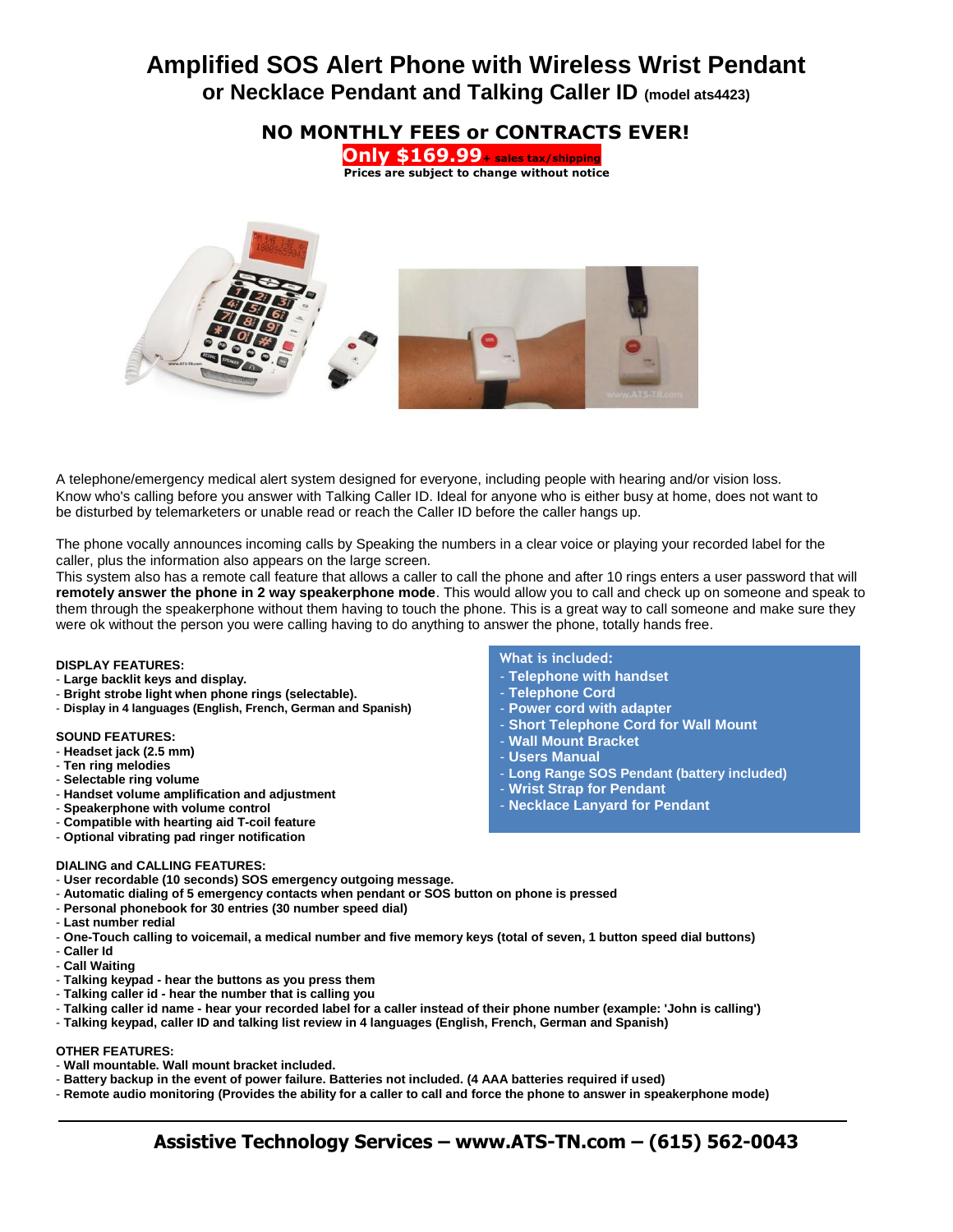# Amplified SOS Alert Phone with Wireless Wrist Pendant or Necklace Pendant and Talking Caller ID (model ats4423)

## NO MONTHLY FEES or CONTRACTS EVER!

**Only $169.99 + sales tax/shipping**

**Prices are subject to change without notice**

A telephone/emergency medical alert system designed for everyone, including people with hearing and/or vision loss. Know who's calling before you answer with Talking Caller ID. Ideal for anyone who is either busy at home, does not want to be disturbed by telemarketers or unable read or reach the Caller ID before the caller hangs up.

The phone vocally announces incoming calls by Speaking the numbers in a clear voice or playing your recorded label for the caller, plus the information also appears on the large screen.

This system also has a remote call feature that allows a caller to call the phone and after 10 rings enters a user password that will **remotely answer the phone in 2 way speakerphone mode**. This would allow you to call and check up on someone and speak to them through the speakerphone without them having to touch the phone. This is a great way to call someone and make sure they were ok without the person you were calling having to do anything to answer the phone, totally hands free.

**What is included:**

- **Telephone with handset**
- **Telephone Cord**
- **Power cord with adapter**
- **Short Telephone Cord for Wall Mount**
- **Wall Mount Bracket**
- **Users Manual**
- **Long Range SOS Pendant (battery included)**
- **Wrist Strap for Pendant**
- **Necklace Lanyard for Pendant**

**DISPLAY FEATURES:**

- **Large backlit keys and display.**
- **Bright strobe light when phone rings (selectable).**
- **Display in 4 languages (English, French, German and Spanish)**

**SOUND FEATURES:**

- **Headset jack (2.5 mm)**
- **Ten ring melodies**
- **Selectable ring volume**
- **Handset volume amplification and adjustment**
- **Speakerphone with volume control**
- **Compatible with hearting aid T-coil feature**
- **Optional vibrating pad ringer notification**

**DIALING and CALLING FEATURES:**

- **User recordable (10 seconds) SOS emergency outgoing message.**
- **Automatic dialing of 5 emergency contacts when pendant or SOS button on phone is pressed**
- **Personal phonebook for 30 entries (30 number speed dial)**
- **Last number redial**
- **One-Touch calling to voicemail, a medical number and five memory keys (total of seven, 1 button speed dial buttons)**
- **Caller Id**
- **Call Waiting**
- **Talking keypad - hear the buttons as you press them**
- **Talking caller id - hear the number that is calling you**
- **Talking caller id name - hear your recorded label for a caller instead of their phone number (example: 'John is calling')**
- **Talking keypad, caller ID and talking list review in 4 languages (English, French, German and Spanish)**

**OTHER FEATURES:**

- **Wall mountable. Wall mount bracket included.**
- **Battery backup in the event of power failure. Batteries not included. (4 AAA batteries required if used)**
- **Remote audio monitoring (Provides the ability for a caller to call and force the phone to answer in speakerphone mode)**

---

**Assistive Technology Services – www.ATS-TN.com – (615) 562-0043**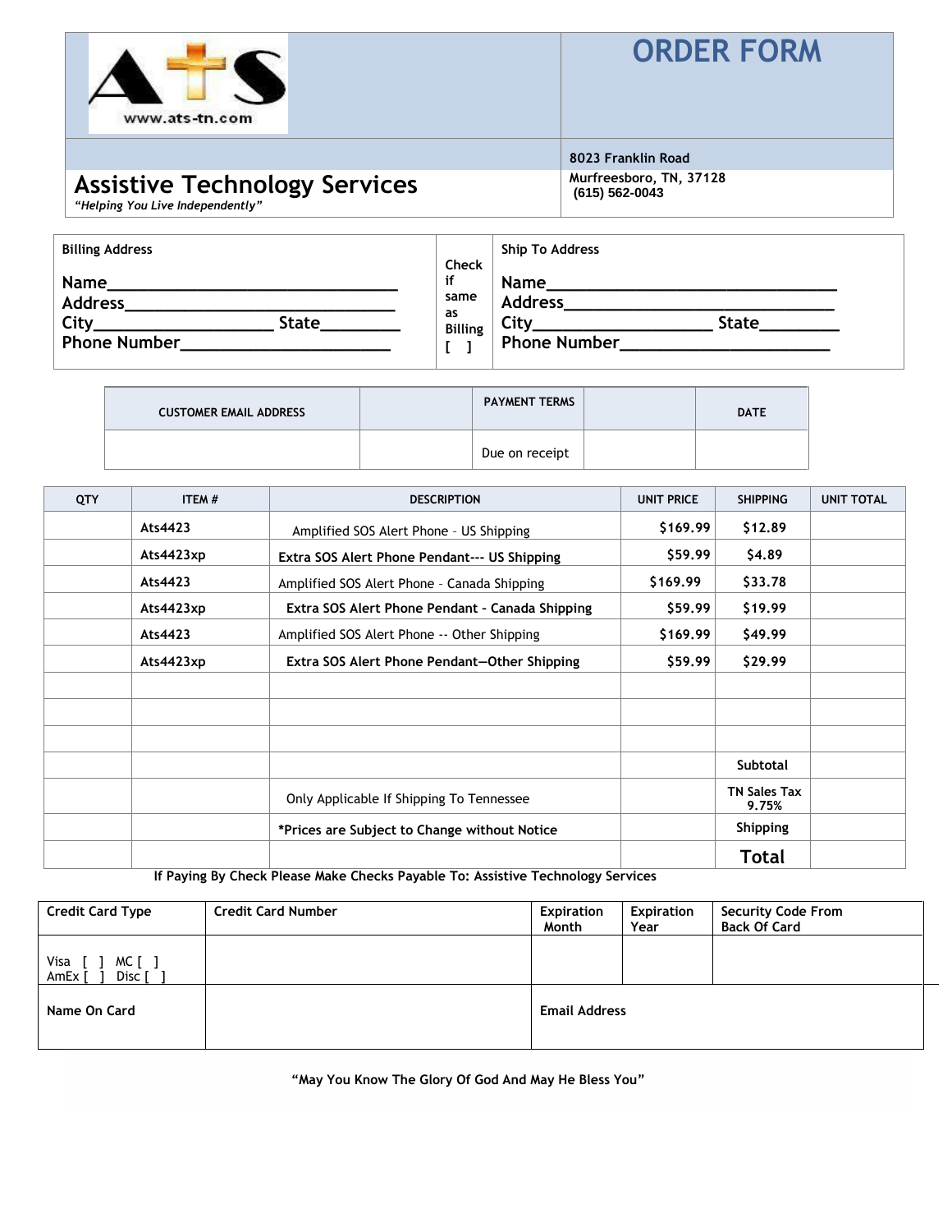# ORDER FORM

www.ats-tn.com

## Assistive Technology Services

*"Helping You Live Independently"*

8023 Franklin Road
Murfreesboro, TN, 37128
(615) 562-0043

| Billing Address | Check if same as Billing [ ] | Ship To Address |
|---|---|---|
| Name______________________________ | | Name______________________________ |
| Address____________________________ | | Address____________________________ |
| City__________________ State________ | | City__________________ State________ |
| Phone Number______________________ | | Phone Number______________________ |

| CUSTOMER EMAIL ADDRESS | | PAYMENT TERMS | | DATE |
|---|---|---|---|---|
| | | Due on receipt | | |

| QTY | ITEM # | DESCRIPTION | UNIT PRICE | SHIPPING | UNIT TOTAL |
|---|---|---|---|---|---|
| | Ats4423 | Amplified SOS Alert Phone - US Shipping | $169.99 | $12.89 | |
| | Ats4423xp | Extra SOS Alert Phone Pendant--- US Shipping | $59.99 | $4.89 | |
| | Ats4423 | Amplified SOS Alert Phone - Canada Shipping | $169.99 | $33.78 | |
| | Ats4423xp | Extra SOS Alert Phone Pendant - Canada Shipping | $59.99 | $19.99 | |
| | Ats4423 | Amplified SOS Alert Phone -- Other Shipping | $169.99 | $49.99 | |
| | Ats4423xp | Extra SOS Alert Phone Pendant—Other Shipping | $59.99 | $29.99 | |
| | | | | | |
| | | | | | |
| | | | | | |
| | | | | Subtotal | |
| | | Only Applicable If Shipping To Tennessee | | TN Sales Tax 9.75% | |
| | | *Prices are Subject to Change without Notice | | Shipping | |
| | | | | **Total** | |

**If Paying By Check Please Make Checks Payable To: Assistive Technology Services**

| Credit Card Type | Credit Card Number | Expiration Month | Expiration Year | Security Code From Back Of Card |
|---|---|---|---|---|
| Visa [ ] MC [ ] AmEx [ ] Disc [ ] | | | | |
| Name On Card | | Email Address | | |

"May You Know The Glory Of God And May He Bless You"